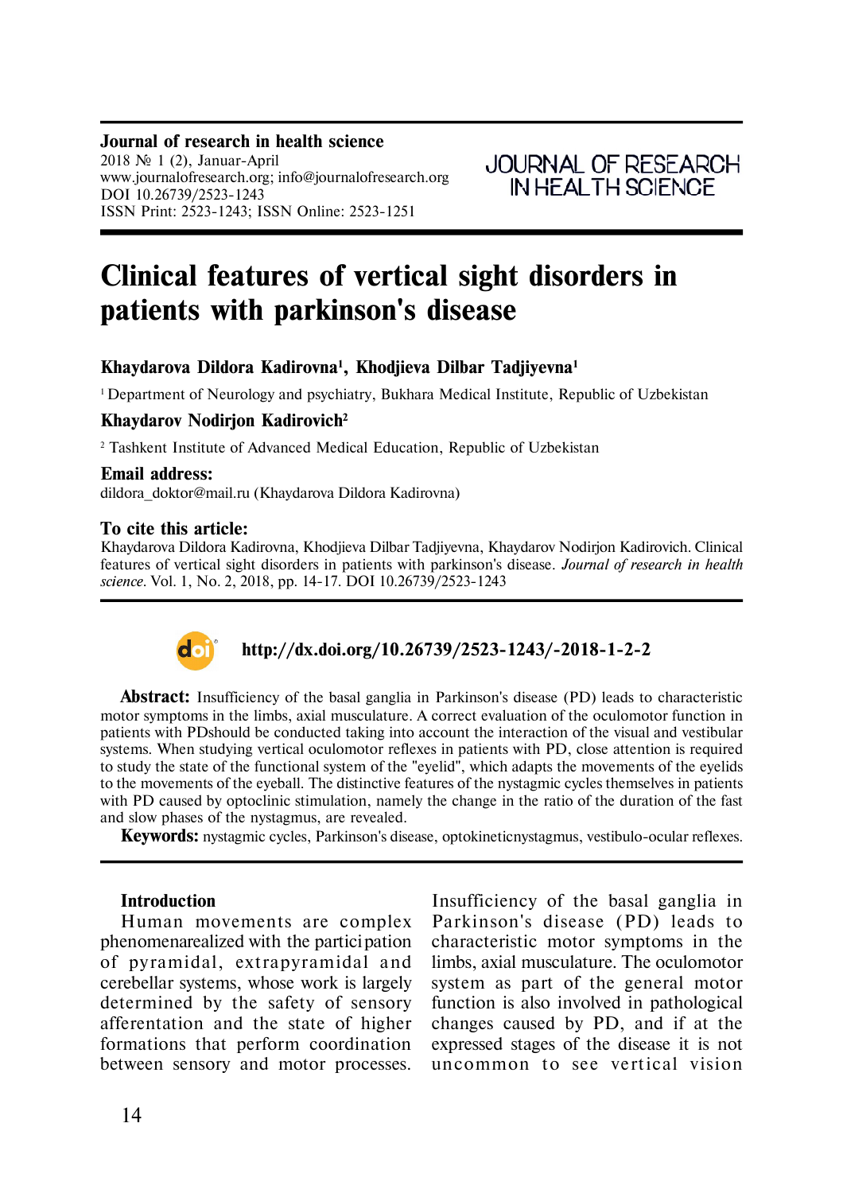**Journal of research in health science**
2018 № 1 (2), Januar-April
www.journalofresearch.org; info@journalofresearch.org
DOI 10.26739/2523-1243
ISSN Print: 2523-1243; ISSN Online: 2523-1251

JOURNAL OF RESEARCH IN HEALTH SCIENCE

# Clinical features of vertical sight disorders in patients with parkinson's disease

**Khaydarova Dildora Kadirovna[1], Khodjieva Dilbar Tadjiyevna[1]**

[1] Department of Neurology and psychiatry, Bukhara Medical Institute, Republic of Uzbekistan

**Khaydarov Nodirjon Kadirovich[2]**

[2] Tashkent Institute of Advanced Medical Education, Republic of Uzbekistan

**Email address:**
dildora_doktor@mail.ru (Khaydarova Dildora Kadirovna)

**To cite this article:**
Khaydarova Dildora Kadirovna, Khodjieva Dilbar Tadjiyevna, Khaydarov Nodirjon Kadirovich. Clinical features of vertical sight disorders in patients with parkinson's disease. *Journal of research in health science*. Vol. 1, No. 2, 2018, pp. 14-17. DOI 10.26739/2523-1243

**http://dx.doi.org/10.26739/2523-1243/-2018-1-2-2**

**Abstract:** Insufficiency of the basal ganglia in Parkinson's disease (PD) leads to characteristic motor symptoms in the limbs, axial musculature. A correct evaluation of the oculomotor function in patients with PDshould be conducted taking into account the interaction of the visual and vestibular systems. When studying vertical oculomotor reflexes in patients with PD, close attention is required to study the state of the functional system of the "eyelid", which adapts the movements of the eyelids to the movements of the eyeball. The distinctive features of the nystagmic cycles themselves in patients with PD caused by optoclinic stimulation, namely the change in the ratio of the duration of the fast and slow phases of the nystagmus, are revealed.

**Keywords:** nystagmic cycles, Parkinson's disease, optokineticnystagmus, vestibulo-ocular reflexes.

## Introduction

Human movements are complex phenomenarealized with the participation of pyramidal, extrapyramidal and cerebellar systems, whose work is largely determined by the safety of sensory afferentation and the state of higher formations that perform coordination between sensory and motor processes. Insufficiency of the basal ganglia in Parkinson's disease (PD) leads to characteristic motor symptoms in the limbs, axial musculature. The oculomotor system as part of the general motor function is also involved in pathological changes caused by PD, and if at the expressed stages of the disease it is not uncommon to see vertical vision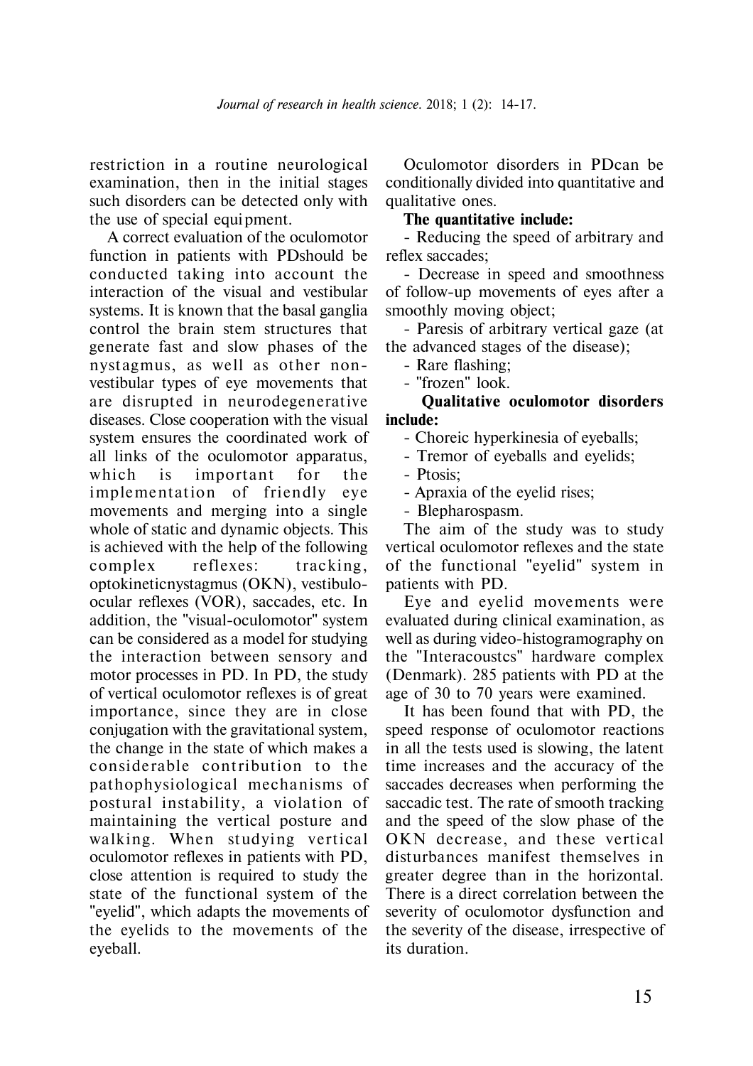restriction in a routine neurological examination, then in the initial stages such disorders can be detected only with the use of special equipment.

A correct evaluation of the oculomotor function in patients with PDshould be conducted taking into account the interaction of the visual and vestibular systems. It is known that the basal ganglia control the brain stem structures that generate fast and slow phases of the nystagmus, as well as other non-vestibular types of eye movements that are disrupted in neurodegenerative diseases. Close cooperation with the visual system ensures the coordinated work of all links of the oculomotor apparatus, which is important for the implementation of friendly eye movements and merging into a single whole of static and dynamic objects. This is achieved with the help of the following complex reflexes: tracking, optokineticnystagmus (OKN), vestibulo-ocular reflexes (VOR), saccades, etc. In addition, the "visual-oculomotor" system can be considered as a model for studying the interaction between sensory and motor processes in PD. In PD, the study of vertical oculomotor reflexes is of great importance, since they are in close conjugation with the gravitational system, the change in the state of which makes a considerable contribution to the pathophysiological mechanisms of postural instability, a violation of maintaining the vertical posture and walking. When studying vertical oculomotor reflexes in patients with PD, close attention is required to study the state of the functional system of the "eyelid", which adapts the movements of the eyelids to the movements of the eyeball.

Oculomotor disorders in PDcan be conditionally divided into quantitative and qualitative ones.

**The quantitative include:**

- Reducing the speed of arbitrary and reflex saccades;
- Decrease in speed and smoothness of follow-up movements of eyes after a smoothly moving object;
- Paresis of arbitrary vertical gaze (at the advanced stages of the disease);
- Rare flashing;
- "frozen" look.

**Qualitative oculomotor disorders include:**

- Choreic hyperkinesia of eyeballs;
- Tremor of eyeballs and eyelids;
- Ptosis;
- Apraxia of the eyelid rises;
- Blepharospasm.

The aim of the study was to study vertical oculomotor reflexes and the state of the functional "eyelid" system in patients with PD.

Eye and eyelid movements were evaluated during clinical examination, as well as during video-histogramography on the "Interacoustcs" hardware complex (Denmark). 285 patients with PD at the age of 30 to 70 years were examined.

It has been found that with PD, the speed response of oculomotor reactions in all the tests used is slowing, the latent time increases and the accuracy of the saccades decreases when performing the saccadic test. The rate of smooth tracking and the speed of the slow phase of the OKN decrease, and these vertical disturbances manifest themselves in greater degree than in the horizontal. There is a direct correlation between the severity of oculomotor dysfunction and the severity of the disease, irrespective of its duration.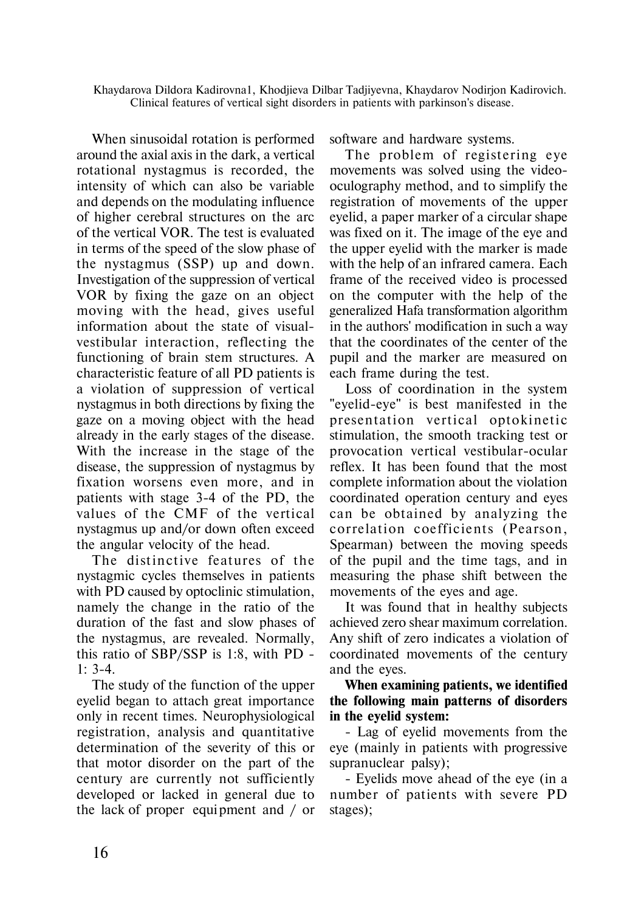When sinusoidal rotation is performed around the axial axis in the dark, a vertical rotational nystagmus is recorded, the intensity of which can also be variable and depends on the modulating influence of higher cerebral structures on the arc of the vertical VOR. The test is evaluated in terms of the speed of the slow phase of the nystagmus (SSP) up and down. Investigation of the suppression of vertical VOR by fixing the gaze on an object moving with the head, gives useful information about the state of visual-vestibular interaction, reflecting the functioning of brain stem structures. A characteristic feature of all PD patients is a violation of suppression of vertical nystagmus in both directions by fixing the gaze on a moving object with the head already in the early stages of the disease. With the increase in the stage of the disease, the suppression of nystagmus by fixation worsens even more, and in patients with stage 3-4 of the PD, the values of the CMF of the vertical nystagmus up and/or down often exceed the angular velocity of the head.

The distinctive features of the nystagmic cycles themselves in patients with PD caused by optoclinic stimulation, namely the change in the ratio of the duration of the fast and slow phases of the nystagmus, are revealed. Normally, this ratio of SBP/SSP is 1:8, with PD - 1: 3-4.

The study of the function of the upper eyelid began to attach great importance only in recent times. Neurophysiological registration, analysis and quantitative determination of the severity of this or that motor disorder on the part of the century are currently not sufficiently developed or lacked in general due to the lack of proper equipment and / or software and hardware systems.

The problem of registering eye movements was solved using the video-oculography method, and to simplify the registration of movements of the upper eyelid, a paper marker of a circular shape was fixed on it. The image of the eye and the upper eyelid with the marker is made with the help of an infrared camera. Each frame of the received video is processed on the computer with the help of the generalized Hafa transformation algorithm in the authors' modification in such a way that the coordinates of the center of the pupil and the marker are measured on each frame during the test.

Loss of coordination in the system "eyelid-eye" is best manifested in the presentation vertical optokinetic stimulation, the smooth tracking test or provocation vertical vestibular-ocular reflex. It has been found that the most complete information about the violation coordinated operation century and eyes can be obtained by analyzing the correlation coefficients (Pearson, Spearman) between the moving speeds of the pupil and the time tags, and in measuring the phase shift between the movements of the eyes and age.

It was found that in healthy subjects achieved zero shear maximum correlation. Any shift of zero indicates a violation of coordinated movements of the century and the eyes.

**When examining patients, we identified the following main patterns of disorders in the eyelid system:**

- Lag of eyelid movements from the eye (mainly in patients with progressive supranuclear palsy);
- Eyelids move ahead of the eye (in a number of patients with severe PD stages);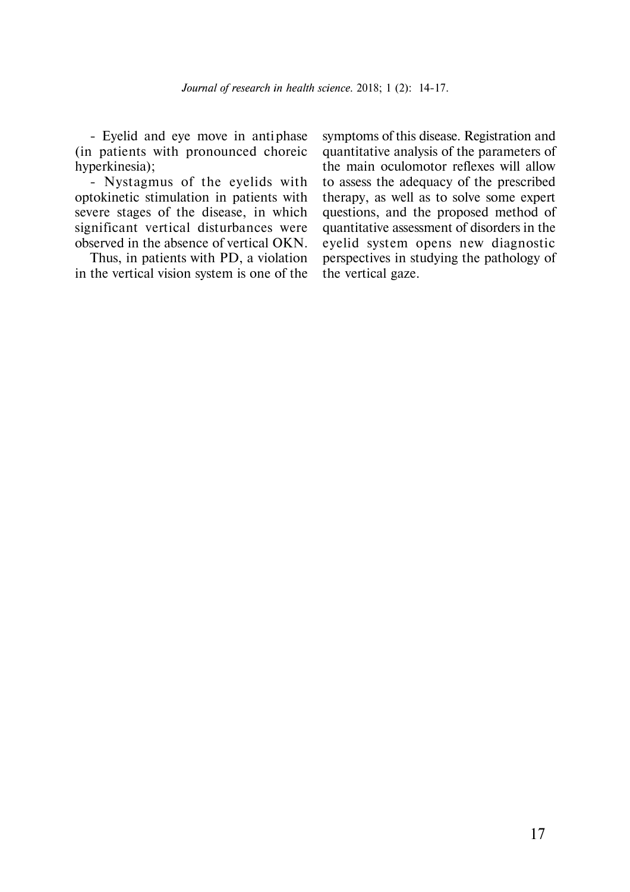- Eyelid and eye move in antiphase (in patients with pronounced choreic hyperkinesia);

- Nystagmus of the eyelids with optokinetic stimulation in patients with severe stages of the disease, in which significant vertical disturbances were observed in the absence of vertical OKN.

Thus, in patients with PD, a violation in the vertical vision system is one of the symptoms of this disease. Registration and quantitative analysis of the parameters of the main oculomotor reflexes will allow to assess the adequacy of the prescribed therapy, as well as to solve some expert questions, and the proposed method of quantitative assessment of disorders in the eyelid system opens new diagnostic perspectives in studying the pathology of the vertical gaze.